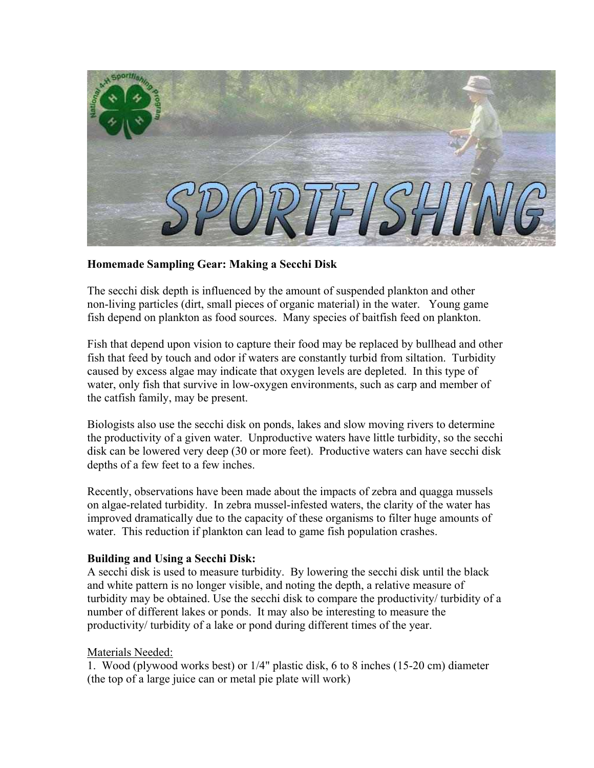**Homemade Sampling Gear: Making a Secchi Disk**

The secchi disk depth is influenced by the amount of suspended plankton and other non-living particles (dirt, small pieces of organic material) in the water. Young game fish depend on plankton as food sources. Many species of baitfish feed on plankton.

Fish that depend upon vision to capture their food may be replaced by bullhead and other fish that feed by touch and odor if waters are constantly turbid from siltation. Turbidity caused by excess algae may indicate that oxygen levels are depleted. In this type of water, only fish that survive in low-oxygen environments, such as carp and member of the catfish family, may be present.

Biologists also use the secchi disk on ponds, lakes and slow moving rivers to determine the productivity of a given water. Unproductive waters have little turbidity, so the secchi disk can be lowered very deep (30 or more feet). Productive waters can have secchi disk depths of a few feet to a few inches.

Recently, observations have been made about the impacts of zebra and quagga mussels on algae-related turbidity. In zebra mussel-infested waters, the clarity of the water has improved dramatically due to the capacity of these organisms to filter huge amounts of water. This reduction if plankton can lead to game fish population crashes.

**Building and Using a Secchi Disk:**
A secchi disk is used to measure turbidity. By lowering the secchi disk until the black and white pattern is no longer visible, and noting the depth, a relative measure of turbidity may be obtained. Use the secchi disk to compare the productivity/ turbidity of a number of different lakes or ponds. It may also be interesting to measure the productivity/ turbidity of a lake or pond during different times of the year.

<u>Materials Needed:</u>

1. Wood (plywood works best) or 1/4" plastic disk, 6 to 8 inches (15-20 cm) diameter (the top of a large juice can or metal pie plate will work)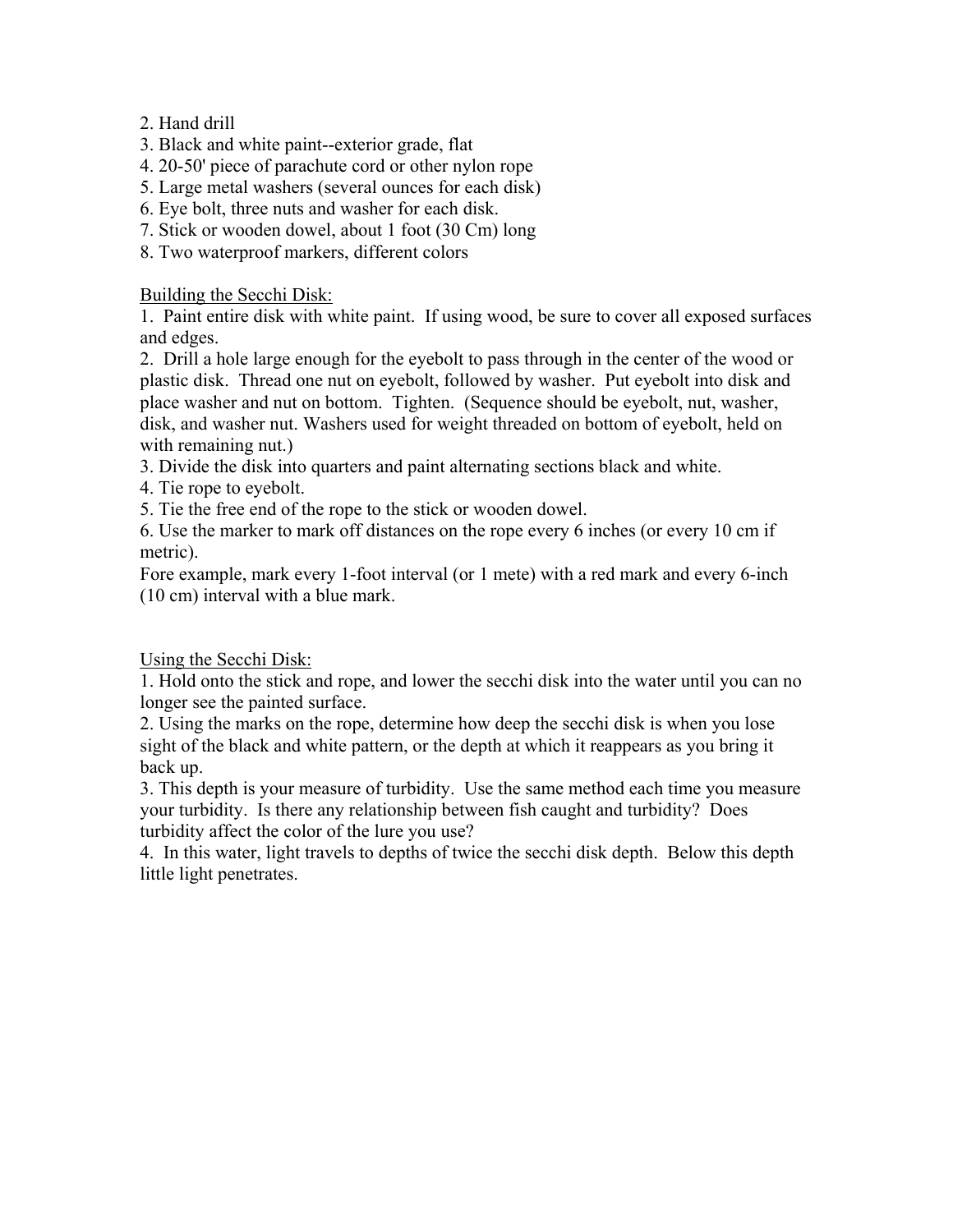2. Hand drill
3. Black and white paint--exterior grade, flat
4. 20-50' piece of parachute cord or other nylon rope
5. Large metal washers (several ounces for each disk)
6. Eye bolt, three nuts and washer for each disk.
7. Stick or wooden dowel, about 1 foot (30 Cm) long
8. Two waterproof markers, different colors

<u>Building the Secchi Disk:</u>

1. Paint entire disk with white paint. If using wood, be sure to cover all exposed surfaces and edges.
2. Drill a hole large enough for the eyebolt to pass through in the center of the wood or plastic disk. Thread one nut on eyebolt, followed by washer. Put eyebolt into disk and place washer and nut on bottom. Tighten. (Sequence should be eyebolt, nut, washer, disk, and washer nut. Washers used for weight threaded on bottom of eyebolt, held on with remaining nut.)
3. Divide the disk into quarters and paint alternating sections black and white.
4. Tie rope to eyebolt.
5. Tie the free end of the rope to the stick or wooden dowel.
6. Use the marker to mark off distances on the rope every 6 inches (or every 10 cm if metric).

Fore example, mark every 1-foot interval (or 1 mete) with a red mark and every 6-inch (10 cm) interval with a blue mark.

<u>Using the Secchi Disk:</u>

1. Hold onto the stick and rope, and lower the secchi disk into the water until you can no longer see the painted surface.
2. Using the marks on the rope, determine how deep the secchi disk is when you lose sight of the black and white pattern, or the depth at which it reappears as you bring it back up.
3. This depth is your measure of turbidity. Use the same method each time you measure your turbidity. Is there any relationship between fish caught and turbidity? Does turbidity affect the color of the lure you use?
4. In this water, light travels to depths of twice the secchi disk depth. Below this depth little light penetrates.